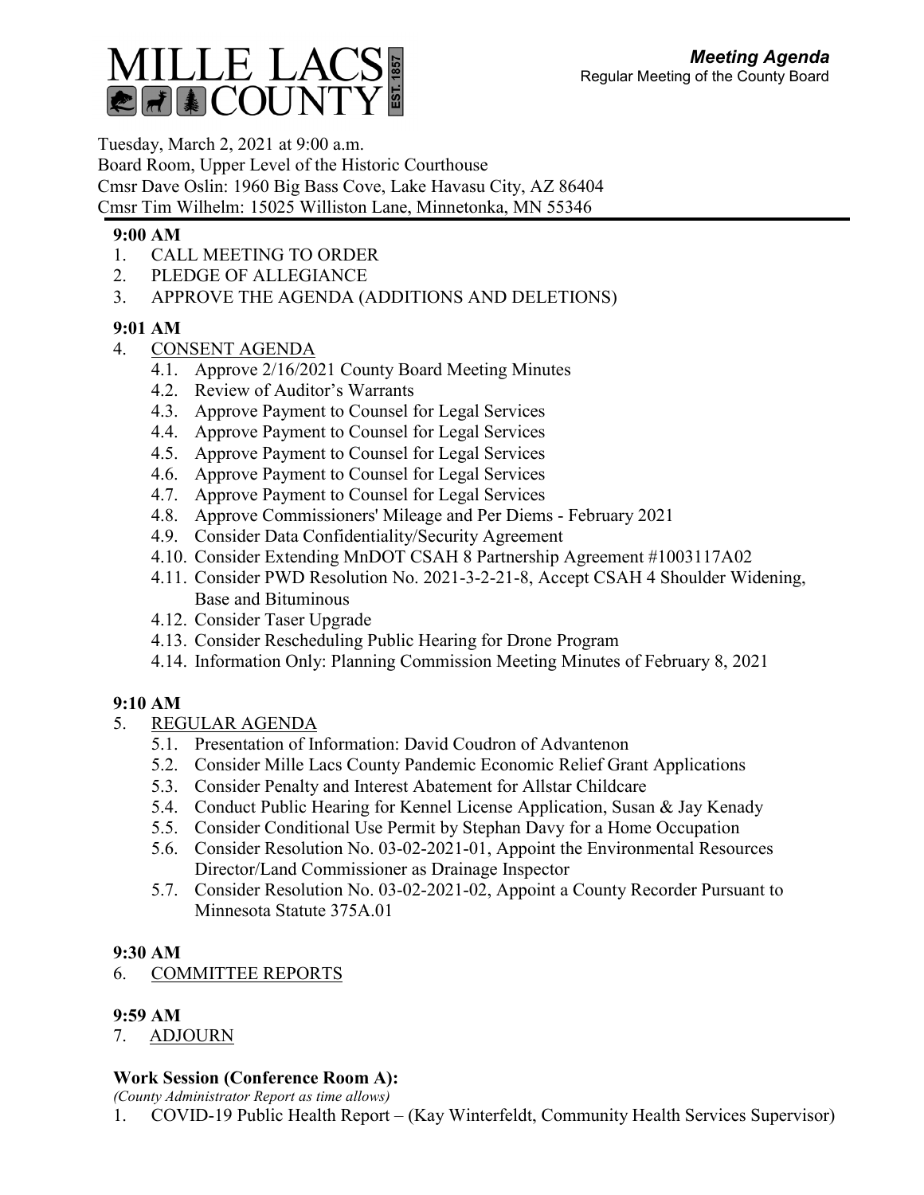# MILLE LACS COUNTY

EST. 1857

***Meeting Agenda***
Regular Meeting of the County Board

Tuesday, March 2, 2021 at 9:00 a.m.
Board Room, Upper Level of the Historic Courthouse
Cmsr Dave Oslin: 1960 Big Bass Cove, Lake Havasu City, AZ 86404
Cmsr Tim Wilhelm: 15025 Williston Lane, Minnetonka, MN 55346

**9:00 AM**

1. CALL MEETING TO ORDER
2. PLEDGE OF ALLEGIANCE
3. APPROVE THE AGENDA (ADDITIONS AND DELETIONS)

**9:01 AM**

4. CONSENT AGENDA
   - 4.1. Approve 2/16/2021 County Board Meeting Minutes
   - 4.2. Review of Auditor's Warrants
   - 4.3. Approve Payment to Counsel for Legal Services
   - 4.4. Approve Payment to Counsel for Legal Services
   - 4.5. Approve Payment to Counsel for Legal Services
   - 4.6. Approve Payment to Counsel for Legal Services
   - 4.7. Approve Payment to Counsel for Legal Services
   - 4.8. Approve Commissioners' Mileage and Per Diems - February 2021
   - 4.9. Consider Data Confidentiality/Security Agreement
   - 4.10. Consider Extending MnDOT CSAH 8 Partnership Agreement #1003117A02
   - 4.11. Consider PWD Resolution No. 2021-3-2-21-8, Accept CSAH 4 Shoulder Widening, Base and Bituminous
   - 4.12. Consider Taser Upgrade
   - 4.13. Consider Rescheduling Public Hearing for Drone Program
   - 4.14. Information Only: Planning Commission Meeting Minutes of February 8, 2021

**9:10 AM**

5. REGULAR AGENDA
   - 5.1. Presentation of Information: David Coudron of Advantenon
   - 5.2. Consider Mille Lacs County Pandemic Economic Relief Grant Applications
   - 5.3. Consider Penalty and Interest Abatement for Allstar Childcare
   - 5.4. Conduct Public Hearing for Kennel License Application, Susan & Jay Kenady
   - 5.5. Consider Conditional Use Permit by Stephan Davy for a Home Occupation
   - 5.6. Consider Resolution No. 03-02-2021-01, Appoint the Environmental Resources Director/Land Commissioner as Drainage Inspector
   - 5.7. Consider Resolution No. 03-02-2021-02, Appoint a County Recorder Pursuant to Minnesota Statute 375A.01

**9:30 AM**

6. COMMITTEE REPORTS

**9:59 AM**

7. ADJOURN

**Work Session (Conference Room A):**

*(County Administrator Report as time allows)*

1. COVID-19 Public Health Report – (Kay Winterfeldt, Community Health Services Supervisor)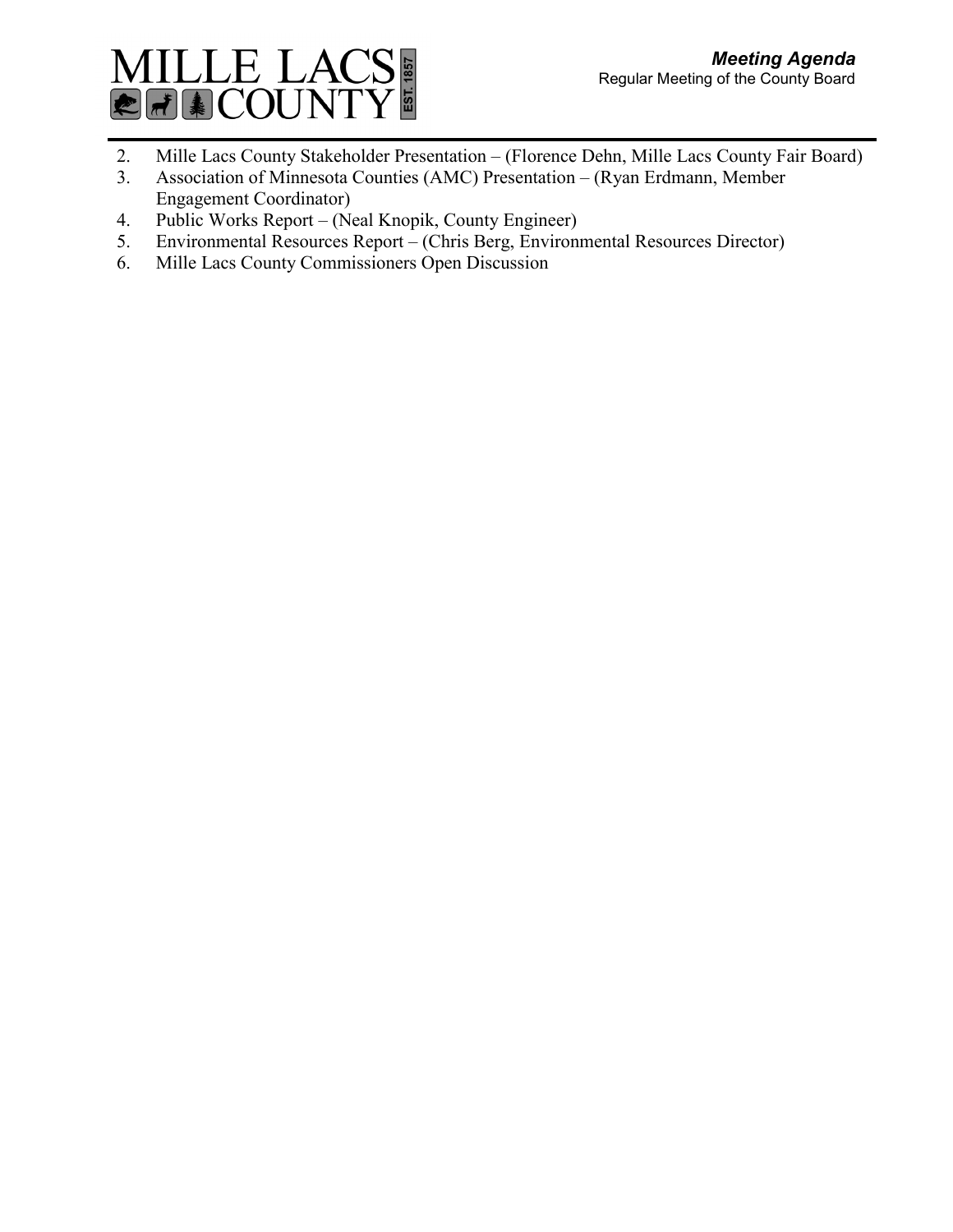2. Mille Lacs County Stakeholder Presentation – (Florence Dehn, Mille Lacs County Fair Board)
3. Association of Minnesota Counties (AMC) Presentation – (Ryan Erdmann, Member Engagement Coordinator)
4. Public Works Report – (Neal Knopik, County Engineer)
5. Environmental Resources Report – (Chris Berg, Environmental Resources Director)
6. Mille Lacs County Commissioners Open Discussion